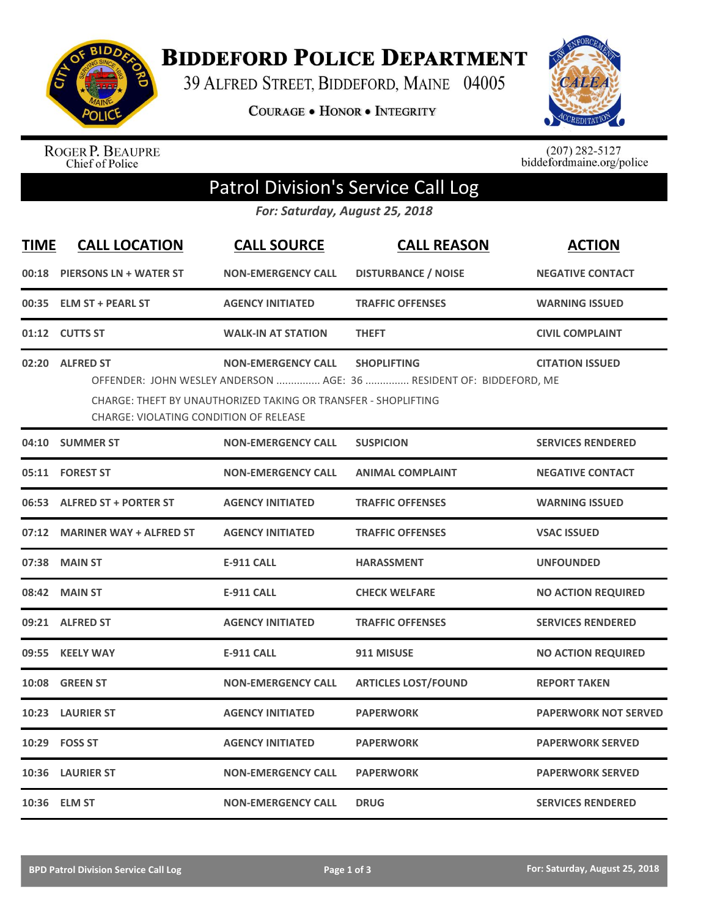# Biddeford Police Department

39 Alfred Street, Biddeford, Maine 04005

Courage • Honor • Integrity

Roger P. Beaupre
Chief of Police

(207) 282-5127
biddefordmaine.org/police

## Patrol Division's Service Call Log

*For: Saturday, August 25, 2018*

| TIME | CALL LOCATION | CALL SOURCE | CALL REASON | ACTION |
|---|---|---|---|---|
| 00:18 | PIERSONS LN + WATER ST | NON-EMERGENCY CALL | DISTURBANCE / NOISE | NEGATIVE CONTACT |
| 00:35 | ELM ST + PEARL ST | AGENCY INITIATED | TRAFFIC OFFENSES | WARNING ISSUED |
| 01:12 | CUTTS ST | WALK-IN AT STATION | THEFT | CIVIL COMPLAINT |
| 02:20 | ALFRED ST | NON-EMERGENCY CALL | SHOPLIFTING | CITATION ISSUED |
| | OFFENDER: JOHN WESLEY ANDERSON ............... AGE: 36 ............... RESIDENT OF: BIDDEFORD, ME<br>CHARGE: THEFT BY UNAUTHORIZED TAKING OR TRANSFER - SHOPLIFTING<br>CHARGE: VIOLATING CONDITION OF RELEASE | | | |
| 04:10 | SUMMER ST | NON-EMERGENCY CALL | SUSPICION | SERVICES RENDERED |
| 05:11 | FOREST ST | NON-EMERGENCY CALL | ANIMAL COMPLAINT | NEGATIVE CONTACT |
| 06:53 | ALFRED ST + PORTER ST | AGENCY INITIATED | TRAFFIC OFFENSES | WARNING ISSUED |
| 07:12 | MARINER WAY + ALFRED ST | AGENCY INITIATED | TRAFFIC OFFENSES | VSAC ISSUED |
| 07:38 | MAIN ST | E-911 CALL | HARASSMENT | UNFOUNDED |
| 08:42 | MAIN ST | E-911 CALL | CHECK WELFARE | NO ACTION REQUIRED |
| 09:21 | ALFRED ST | AGENCY INITIATED | TRAFFIC OFFENSES | SERVICES RENDERED |
| 09:55 | KEELY WAY | E-911 CALL | 911 MISUSE | NO ACTION REQUIRED |
| 10:08 | GREEN ST | NON-EMERGENCY CALL | ARTICLES LOST/FOUND | REPORT TAKEN |
| 10:23 | LAURIER ST | AGENCY INITIATED | PAPERWORK | PAPERWORK NOT SERVED |
| 10:29 | FOSS ST | AGENCY INITIATED | PAPERWORK | PAPERWORK SERVED |
| 10:36 | LAURIER ST | NON-EMERGENCY CALL | PAPERWORK | PAPERWORK SERVED |
| 10:36 | ELM ST | NON-EMERGENCY CALL | DRUG | SERVICES RENDERED |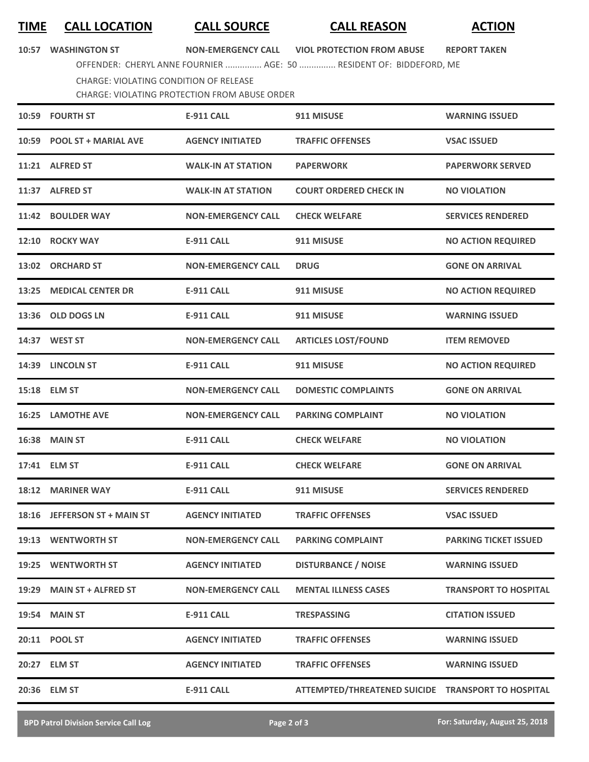| TIME | CALL LOCATION | CALL SOURCE | CALL REASON | ACTION |
|---|---|---|---|---|
| 10:57 | WASHINGTON ST | NON-EMERGENCY CALL | VIOL PROTECTION FROM ABUSE | REPORT TAKEN |
| | OFFENDER: CHERYL ANNE FOURNIER ............... AGE: 50 ............... RESIDENT OF: BIDDEFORD, ME<br>CHARGE: VIOLATING CONDITION OF RELEASE<br>CHARGE: VIOLATING PROTECTION FROM ABUSE ORDER | | | |
| 10:59 | FOURTH ST | E-911 CALL | 911 MISUSE | WARNING ISSUED |
| 10:59 | POOL ST + MARIAL AVE | AGENCY INITIATED | TRAFFIC OFFENSES | VSAC ISSUED |
| 11:21 | ALFRED ST | WALK-IN AT STATION | PAPERWORK | PAPERWORK SERVED |
| 11:37 | ALFRED ST | WALK-IN AT STATION | COURT ORDERED CHECK IN | NO VIOLATION |
| 11:42 | BOULDER WAY | NON-EMERGENCY CALL | CHECK WELFARE | SERVICES RENDERED |
| 12:10 | ROCKY WAY | E-911 CALL | 911 MISUSE | NO ACTION REQUIRED |
| 13:02 | ORCHARD ST | NON-EMERGENCY CALL | DRUG | GONE ON ARRIVAL |
| 13:25 | MEDICAL CENTER DR | E-911 CALL | 911 MISUSE | NO ACTION REQUIRED |
| 13:36 | OLD DOGS LN | E-911 CALL | 911 MISUSE | WARNING ISSUED |
| 14:37 | WEST ST | NON-EMERGENCY CALL | ARTICLES LOST/FOUND | ITEM REMOVED |
| 14:39 | LINCOLN ST | E-911 CALL | 911 MISUSE | NO ACTION REQUIRED |
| 15:18 | ELM ST | NON-EMERGENCY CALL | DOMESTIC COMPLAINTS | GONE ON ARRIVAL |
| 16:25 | LAMOTHE AVE | NON-EMERGENCY CALL | PARKING COMPLAINT | NO VIOLATION |
| 16:38 | MAIN ST | E-911 CALL | CHECK WELFARE | NO VIOLATION |
| 17:41 | ELM ST | E-911 CALL | CHECK WELFARE | GONE ON ARRIVAL |
| 18:12 | MARINER WAY | E-911 CALL | 911 MISUSE | SERVICES RENDERED |
| 18:16 | JEFFERSON ST + MAIN ST | AGENCY INITIATED | TRAFFIC OFFENSES | VSAC ISSUED |
| 19:13 | WENTWORTH ST | NON-EMERGENCY CALL | PARKING COMPLAINT | PARKING TICKET ISSUED |
| 19:25 | WENTWORTH ST | AGENCY INITIATED | DISTURBANCE / NOISE | WARNING ISSUED |
| 19:29 | MAIN ST + ALFRED ST | NON-EMERGENCY CALL | MENTAL ILLNESS CASES | TRANSPORT TO HOSPITAL |
| 19:54 | MAIN ST | E-911 CALL | TRESPASSING | CITATION ISSUED |
| 20:11 | POOL ST | AGENCY INITIATED | TRAFFIC OFFENSES | WARNING ISSUED |
| 20:27 | ELM ST | AGENCY INITIATED | TRAFFIC OFFENSES | WARNING ISSUED |
| 20:36 | ELM ST | E-911 CALL | ATTEMPTED/THREATENED SUICIDE | TRANSPORT TO HOSPITAL |

BPD Patrol Division Service Call Log — For: Saturday, August 25, 2018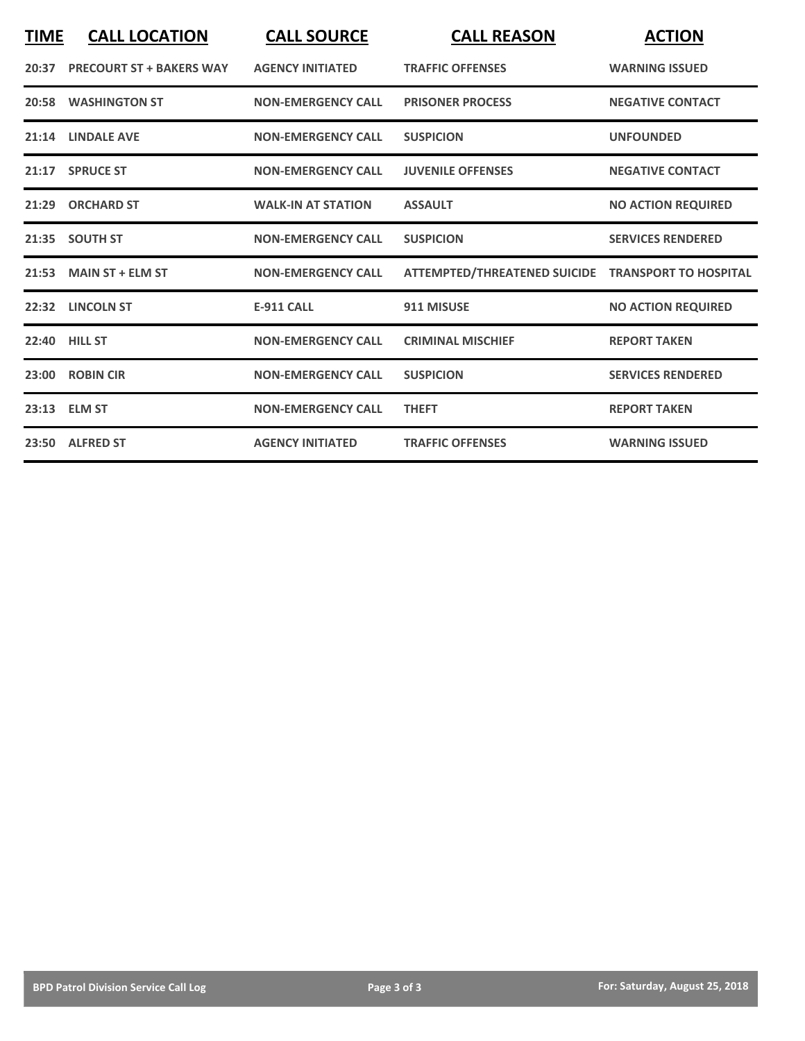| TIME | CALL LOCATION | CALL SOURCE | CALL REASON | ACTION |
|---|---|---|---|---|
| 20:37 | PRECOURT ST + BAKERS WAY | AGENCY INITIATED | TRAFFIC OFFENSES | WARNING ISSUED |
| 20:58 | WASHINGTON ST | NON-EMERGENCY CALL | PRISONER PROCESS | NEGATIVE CONTACT |
| 21:14 | LINDALE AVE | NON-EMERGENCY CALL | SUSPICION | UNFOUNDED |
| 21:17 | SPRUCE ST | NON-EMERGENCY CALL | JUVENILE OFFENSES | NEGATIVE CONTACT |
| 21:29 | ORCHARD ST | WALK-IN AT STATION | ASSAULT | NO ACTION REQUIRED |
| 21:35 | SOUTH ST | NON-EMERGENCY CALL | SUSPICION | SERVICES RENDERED |
| 21:53 | MAIN ST + ELM ST | NON-EMERGENCY CALL | ATTEMPTED/THREATENED SUICIDE | TRANSPORT TO HOSPITAL |
| 22:32 | LINCOLN ST | E-911 CALL | 911 MISUSE | NO ACTION REQUIRED |
| 22:40 | HILL ST | NON-EMERGENCY CALL | CRIMINAL MISCHIEF | REPORT TAKEN |
| 23:00 | ROBIN CIR | NON-EMERGENCY CALL | SUSPICION | SERVICES RENDERED |
| 23:13 | ELM ST | NON-EMERGENCY CALL | THEFT | REPORT TAKEN |
| 23:50 | ALFRED ST | AGENCY INITIATED | TRAFFIC OFFENSES | WARNING ISSUED |